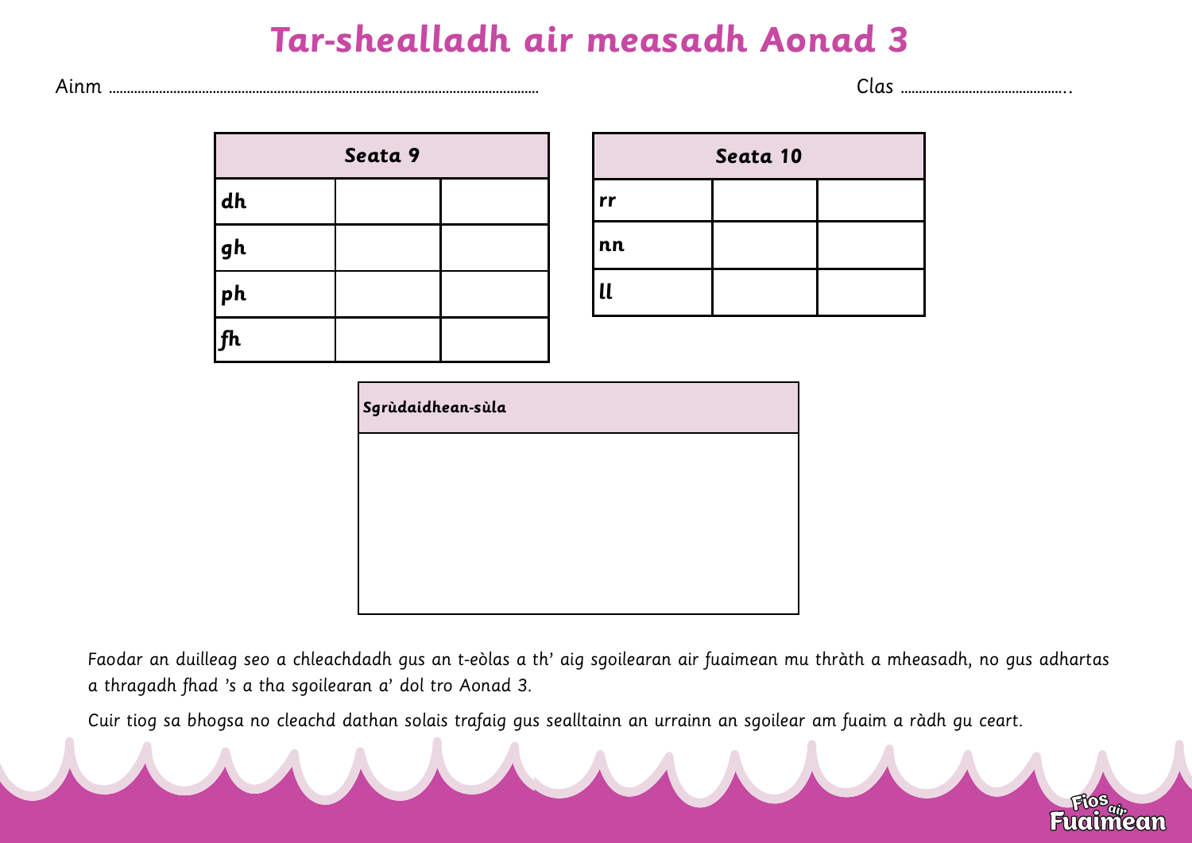# Tar-shealladh air measadh Aonad 3

Ainm ........................................................................................................................ Clas ..............................................

| Seata 9 | | |
|---|---|---|
| dh | | |
| gh | | |
| ph | | |
| fh | | |

| Seata 10 | | |
|---|---|---|
| rr | | |
| nn | | |
| ll | | |

| Sgrùdaidhean-sùla |
|---|
| |

Faodar an duilleag seo a chleachdadh gus an t-eòlas a th' aig sgoilearan air fuaimean mu thràth a mheasadh, no gus adhartas a thragadh fhad 's a tha sgoilearan a' dol tro Aonad 3.

Cuir tiog sa bhogsa no cleachd dathan solais trafaig gus sealltainn an urrainn an sgoilear am fuaim a ràdh gu ceart.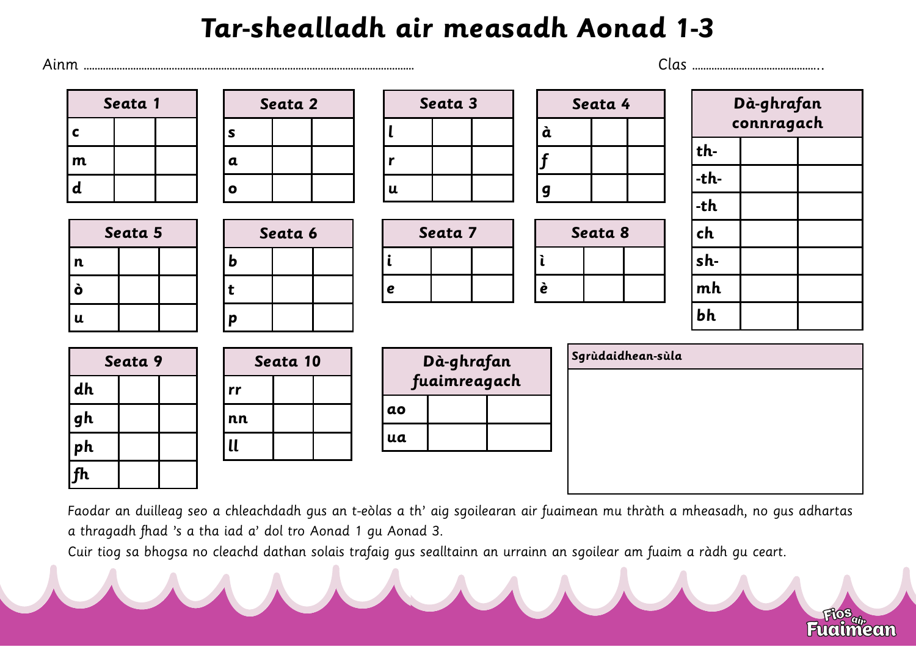# Tar-shealladh air measadh Aonad 1-3

Ainm ..........................................................................................................................  Clas ..............................................

| Seata 1 | | |
|---|---|---|
| c | | |
| m | | |
| d | | |

| Seata 2 | | |
|---|---|---|
| s | | |
| a | | |
| o | | |

| Seata 3 | | |
|---|---|---|
| l | | |
| r | | |
| u | | |

| Seata 4 | | |
|---|---|---|
| à | | |
| f | | |
| g | | |

| Dà-ghrafan connragach | | |
|---|---|---|
| th- | | |
| -th- | | |
| -th | | |
| ch | | |
| sh- | | |
| mh | | |
| bh | | |

| Seata 5 | | |
|---|---|---|
| n | | |
| ò | | |
| u | | |

| Seata 6 | | |
|---|---|---|
| b | | |
| t | | |
| p | | |

| Seata 7 | | |
|---|---|---|
| i | | |
| e | | |

| Seata 8 | | |
|---|---|---|
| ì | | |
| è | | |

| Seata 9 | | |
|---|---|---|
| dh | | |
| gh | | |
| ph | | |
| fh | | |

| Seata 10 | | |
|---|---|---|
| rr | | |
| nn | | |
| ll | | |

| Dà-ghrafan fuaimreagach | | |
|---|---|---|
| ao | | |
| ua | | |

| Sgrùdaidhean-sùla |
|---|
| |

Faodar an duilleag seo a chleachdadh gus an t-eòlas a th' aig sgoilearan air fuaimean mu thràth a mheasadh, no gus adhartas a thragadh fhad 's a tha iad a' dol tro Aonad 1 gu Aonad 3.

Cuir tiog sa bhogsa no cleachd dathan solais trafaig gus sealltainn an urrainn an sgoilear am fuaim a ràdh gu ceart.